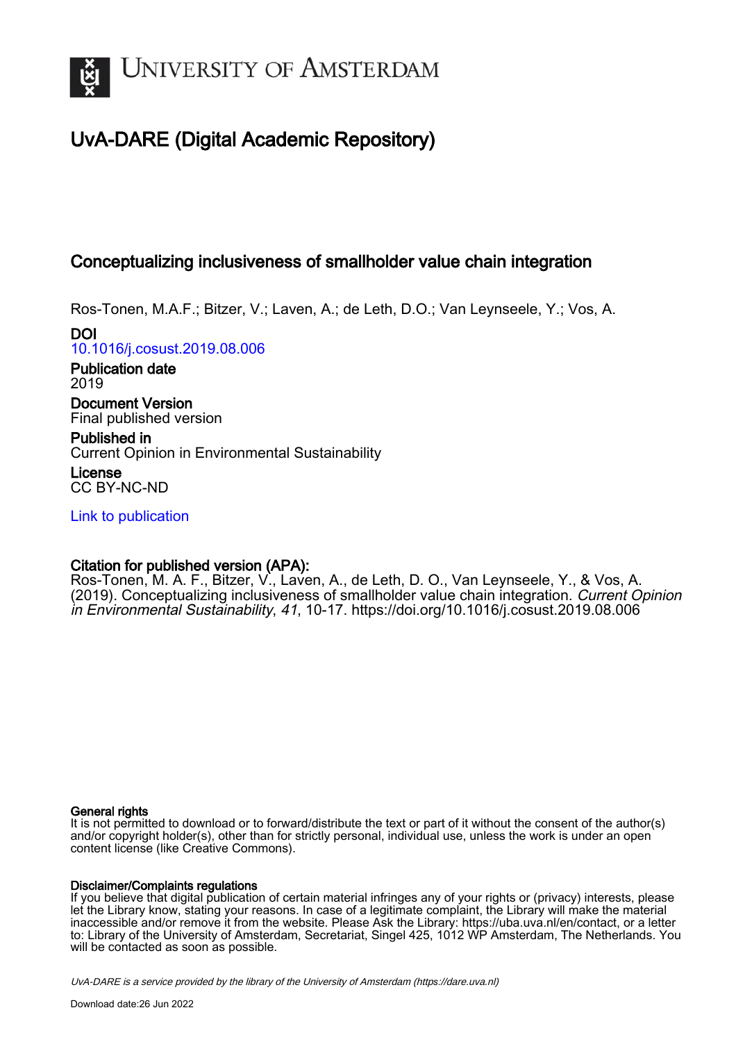# UNIVERSITY OF AMSTERDAM

## UvA-DARE (Digital Academic Repository)

### Conceptualizing inclusiveness of smallholder value chain integration

Ros-Tonen, M.A.F.; Bitzer, V.; Laven, A.; de Leth, D.O.; Van Leynseele, Y.; Vos, A.

**DOI**
10.1016/j.cosust.2019.08.006

**Publication date**
2019

**Document Version**
Final published version

**Published in**
Current Opinion in Environmental Sustainability

**License**
CC BY-NC-ND

Link to publication

**Citation for published version (APA):**
Ros-Tonen, M. A. F., Bitzer, V., Laven, A., de Leth, D. O., Van Leynseele, Y., & Vos, A. (2019). Conceptualizing inclusiveness of smallholder value chain integration. *Current Opinion in Environmental Sustainability*, *41*, 10-17. https://doi.org/10.1016/j.cosust.2019.08.006

**General rights**
It is not permitted to download or to forward/distribute the text or part of it without the consent of the author(s) and/or copyright holder(s), other than for strictly personal, individual use, unless the work is under an open content license (like Creative Commons).

**Disclaimer/Complaints regulations**
If you believe that digital publication of certain material infringes any of your rights or (privacy) interests, please let the Library know, stating your reasons. In case of a legitimate complaint, the Library will make the material inaccessible and/or remove it from the website. Please Ask the Library: https://uba.uva.nl/en/contact, or a letter to: Library of the University of Amsterdam, Secretariat, Singel 425, 1012 WP Amsterdam, The Netherlands. You will be contacted as soon as possible.

*UvA-DARE is a service provided by the library of the University of Amsterdam (https://dare.uva.nl)*

Download date:26 Jun 2022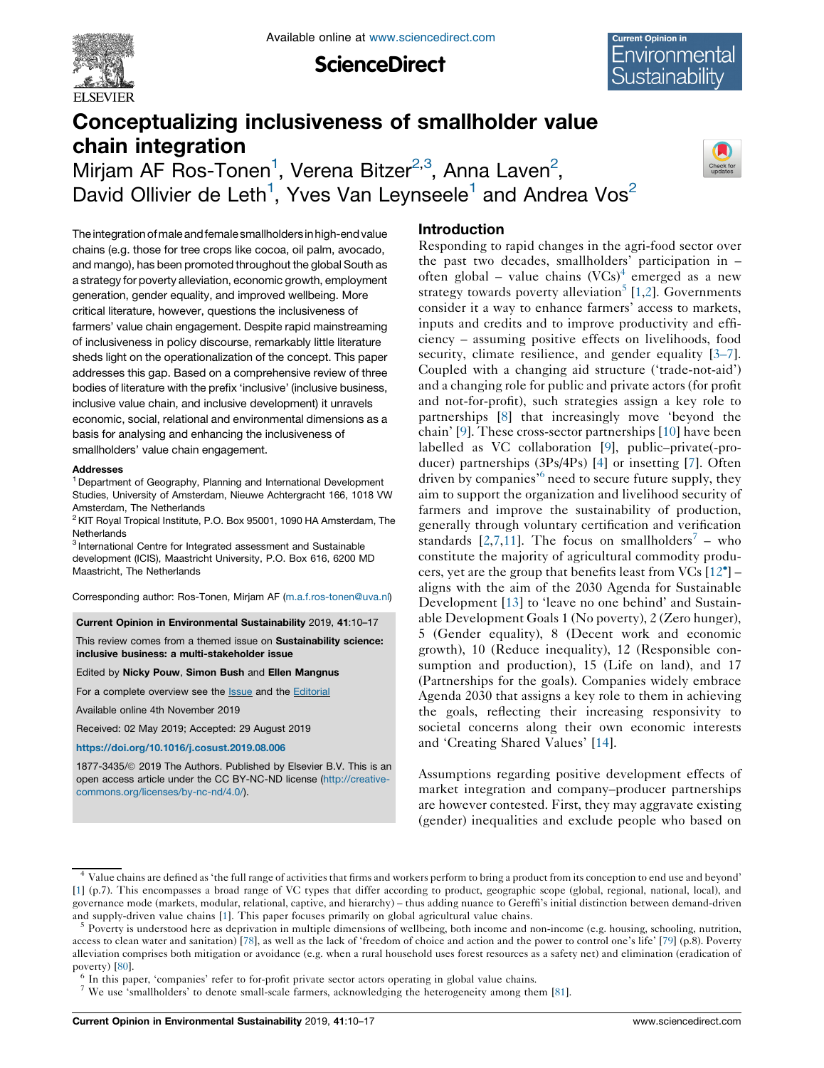# Conceptualizing inclusiveness of smallholder value chain integration

Mirjam AF Ros-Tonen[1], Verena Bitzer[2,3], Anna Laven[2], David Ollivier de Leth[1], Yves Van Leynseele[1] and Andrea Vos[2]

The integration of male and female smallholders in high-end value chains (e.g. those for tree crops like cocoa, oil palm, avocado, and mango), has been promoted throughout the global South as a strategy for poverty alleviation, economic growth, employment generation, gender equality, and improved wellbeing. More critical literature, however, questions the inclusiveness of farmers' value chain engagement. Despite rapid mainstreaming of inclusiveness in policy discourse, remarkably little literature sheds light on the operationalization of the concept. This paper addresses this gap. Based on a comprehensive review of three bodies of literature with the prefix 'inclusive' (inclusive business, inclusive value chain, and inclusive development) it unravels economic, social, relational and environmental dimensions as a basis for analysing and enhancing the inclusiveness of smallholders' value chain engagement.

**Addresses**

[1] Department of Geography, Planning and International Development Studies, University of Amsterdam, Nieuwe Achtergracht 166, 1018 WV Amsterdam, The Netherlands

[2] KIT Royal Tropical Institute, P.O. Box 95001, 1090 HA Amsterdam, The Netherlands

[3] International Centre for Integrated assessment and Sustainable development (ICIS), Maastricht University, P.O. Box 616, 6200 MD Maastricht, The Netherlands

Corresponding author: Ros-Tonen, Mirjam AF (m.a.f.ros-tonen@uva.nl)

**Current Opinion in Environmental Sustainability** 2019, **41**:10–17

This review comes from a themed issue on **Sustainability science: inclusive business: a multi-stakeholder issue**

Edited by **Nicky Pouw**, **Simon Bush** and **Ellen Mangnus**

For a complete overview see the Issue and the Editorial

Available online 4th November 2019

Received: 02 May 2019; Accepted: 29 August 2019

https://doi.org/10.1016/j.cosust.2019.08.006

1877-3435/© 2019 The Authors. Published by Elsevier B.V. This is an open access article under the CC BY-NC-ND license (http://creativecommons.org/licenses/by-nc-nd/4.0/).

## Introduction

Responding to rapid changes in the agri-food sector over the past two decades, smallholders' participation in – often global – value chains (VCs)[4] emerged as a new strategy towards poverty alleviation[5] [1,2]. Governments consider it a way to enhance farmers' access to markets, inputs and credits and to improve productivity and efficiency – assuming positive effects on livelihoods, food security, climate resilience, and gender equality [3–7]. Coupled with a changing aid structure ('trade-not-aid') and a changing role for public and private actors (for profit and not-for-profit), such strategies assign a key role to partnerships [8] that increasingly move 'beyond the chain' [9]. These cross-sector partnerships [10] have been labelled as VC collaboration [9], public–private(-producer) partnerships (3Ps/4Ps) [4] or insetting [7]. Often driven by companies'[6] need to secure future supply, they aim to support the organization and livelihood security of farmers and improve the sustainability of production, generally through voluntary certification and verification standards [2,7,11]. The focus on smallholders[7] – who constitute the majority of agricultural commodity producers, yet are the group that benefits least from VCs [12•] – aligns with the aim of the 2030 Agenda for Sustainable Development [13] to 'leave no one behind' and Sustainable Development Goals 1 (No poverty), 2 (Zero hunger), 5 (Gender equality), 8 (Decent work and economic growth), 10 (Reduce inequality), 12 (Responsible consumption and production), 15 (Life on land), and 17 (Partnerships for the goals). Companies widely embrace Agenda 2030 that assigns a key role to them in achieving the goals, reflecting their increasing responsivity to societal concerns along their own economic interests and 'Creating Shared Values' [14].

Assumptions regarding positive development effects of market integration and company–producer partnerships are however contested. First, they may aggravate existing (gender) inequalities and exclude people who based on

---

[4] Value chains are defined as 'the full range of activities that firms and workers perform to bring a product from its conception to end use and beyond' [1] (p.7). This encompasses a broad range of VC types that differ according to product, geographic scope (global, regional, national, local), and governance mode (markets, modular, relational, captive, and hierarchy) – thus adding nuance to Gereffi's initial distinction between demand-driven and supply-driven value chains [1]. This paper focuses primarily on global agricultural value chains.

[5] Poverty is understood here as deprivation in multiple dimensions of wellbeing, both income and non-income (e.g. housing, schooling, nutrition, access to clean water and sanitation) [78], as well as the lack of 'freedom of choice and action and the power to control one's life' [79] (p.8). Poverty alleviation comprises both mitigation or avoidance (e.g. when a rural household uses forest resources as a safety net) and elimination (eradication of poverty) [80].

[6] In this paper, 'companies' refer to for-profit private sector actors operating in global value chains.

[7] We use 'smallholders' to denote small-scale farmers, acknowledging the heterogeneity among them [81].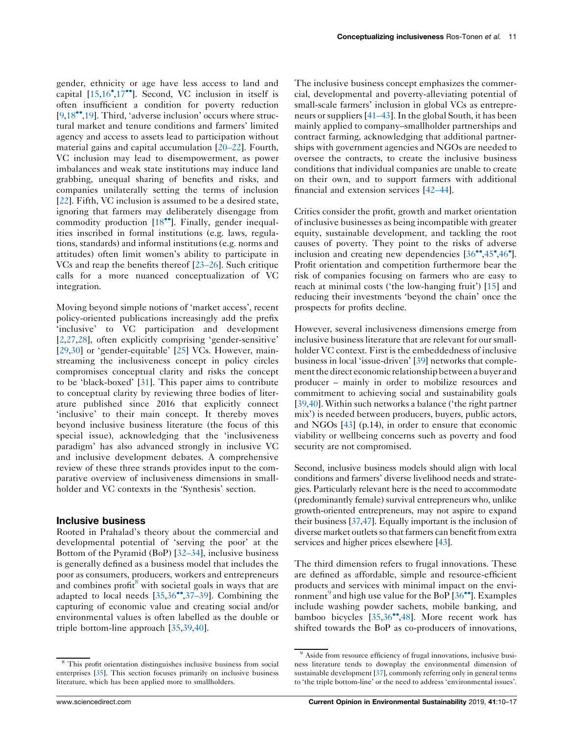gender, ethnicity or age have less access to land and capital [15,16•,17••]. Second, VC inclusion in itself is often insufficient a condition for poverty reduction [9,18••,19]. Third, 'adverse inclusion' occurs where structural market and tenure conditions and farmers' limited agency and access to assets lead to participation without material gains and capital accumulation [20–22]. Fourth, VC inclusion may lead to disempowerment, as power imbalances and weak state institutions may induce land grabbing, unequal sharing of benefits and risks, and companies unilaterally setting the terms of inclusion [22]. Fifth, VC inclusion is assumed to be a desired state, ignoring that farmers may deliberately disengage from commodity production [18••]. Finally, gender inequalities inscribed in formal institutions (e.g. laws, regulations, standards) and informal institutions (e.g. norms and attitudes) often limit women's ability to participate in VCs and reap the benefits thereof [23–26]. Such critique calls for a more nuanced conceptualization of VC integration.

Moving beyond simple notions of 'market access', recent policy-oriented publications increasingly add the prefix 'inclusive' to VC participation and development [2,27,28], often explicitly comprising 'gender-sensitive' [29,30] or 'gender-equitable' [25] VCs. However, mainstreaming the inclusiveness concept in policy circles compromises conceptual clarity and risks the concept to be 'black-boxed' [31]. This paper aims to contribute to conceptual clarity by reviewing three bodies of literature published since 2016 that explicitly connect 'inclusive' to their main concept. It thereby moves beyond inclusive business literature (the focus of this special issue), acknowledging that the 'inclusiveness paradigm' has also advanced strongly in inclusive VC and inclusive development debates. A comprehensive review of these three strands provides input to the comparative overview of inclusiveness dimensions in smallholder and VC contexts in the 'Synthesis' section.

## Inclusive business

Rooted in Prahalad's theory about the commercial and developmental potential of 'serving the poor' at the Bottom of the Pyramid (BoP) [32–34], inclusive business is generally defined as a business model that includes the poor as consumers, producers, workers and entrepreneurs and combines profit[8] with societal goals in ways that are adapted to local needs [35,36••,37–39]. Combining the capturing of economic value and creating social and/or environmental values is often labelled as the double or triple bottom-line approach [35,39,40].

The inclusive business concept emphasizes the commercial, developmental and poverty-alleviating potential of small-scale farmers' inclusion in global VCs as entrepreneurs or suppliers [41–43]. In the global South, it has been mainly applied to company–smallholder partnerships and contract farming, acknowledging that additional partnerships with government agencies and NGOs are needed to oversee the contracts, to create the inclusive business conditions that individual companies are unable to create on their own, and to support farmers with additional financial and extension services [42–44].

Critics consider the profit, growth and market orientation of inclusive businesses as being incompatible with greater equity, sustainable development, and tackling the root causes of poverty. They point to the risks of adverse inclusion and creating new dependencies [36••,45•,46•]. Profit orientation and competition furthermore bear the risk of companies focusing on farmers who are easy to reach at minimal costs ('the low-hanging fruit') [15] and reducing their investments 'beyond the chain' once the prospects for profits decline.

However, several inclusiveness dimensions emerge from inclusive business literature that are relevant for our smallholder VC context. First is the embeddedness of inclusive business in local 'issue-driven' [39] networks that complement the direct economic relationship between a buyer and producer – mainly in order to mobilize resources and commitment to achieving social and sustainability goals [39,40]. Within such networks a balance ('the right partner mix') is needed between producers, buyers, public actors, and NGOs [43] (p.14), in order to ensure that economic viability or wellbeing concerns such as poverty and food security are not compromised.

Second, inclusive business models should align with local conditions and farmers' diverse livelihood needs and strategies. Particularly relevant here is the need to accommodate (predominantly female) survival entrepreneurs who, unlike growth-oriented entrepreneurs, may not aspire to expand their business [37,47]. Equally important is the inclusion of diverse market outlets so that farmers can benefit from extra services and higher prices elsewhere [43].

The third dimension refers to frugal innovations. These are defined as affordable, simple and resource-efficient products and services with minimal impact on the environment[9] and high use value for the BoP [36••]. Examples include washing powder sachets, mobile banking, and bamboo bicycles [35,36••,48]. More recent work has shifted towards the BoP as co-producers of innovations,

[8] This profit orientation distinguishes inclusive business from social enterprises [35]. This section focuses primarily on inclusive business literature, which has been applied more to smallholders.

[9] Aside from resource efficiency of frugal innovations, inclusive business literature tends to downplay the environmental dimension of sustainable development [37], commonly referring only in general terms to 'the triple bottom-line' or the need to address 'environmental issues'.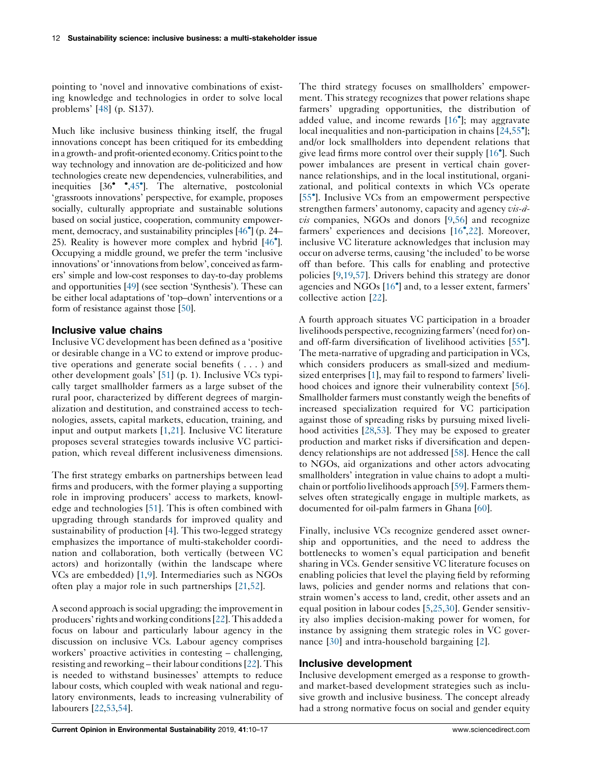pointing to 'novel and innovative combinations of existing knowledge and technologies in order to solve local problems' [48] (p. S137).

Much like inclusive business thinking itself, the frugal innovations concept has been critiqued for its embedding in a growth- and profit-oriented economy. Critics point to the way technology and innovation are de-politicized and how technologies create new dependencies, vulnerabilities, and inequities [36••,45•]. The alternative, postcolonial 'grassroots innovations' perspective, for example, proposes socially, culturally appropriate and sustainable solutions based on social justice, cooperation, community empowerment, democracy, and sustainability principles [46•] (p. 24–25). Reality is however more complex and hybrid [46•]. Occupying a middle ground, we prefer the term 'inclusive innovations' or 'innovations from below', conceived as farmers' simple and low-cost responses to day-to-day problems and opportunities [49] (see section 'Synthesis'). These can be either local adaptations of 'top–down' interventions or a form of resistance against those [50].

## Inclusive value chains

Inclusive VC development has been defined as a 'positive or desirable change in a VC to extend or improve productive operations and generate social benefits ( . . . ) and other development goals' [51] (p. 1). Inclusive VCs typically target smallholder farmers as a large subset of the rural poor, characterized by different degrees of marginalization and destitution, and constrained access to technologies, assets, capital markets, education, training, and input and output markets [1,21]. Inclusive VC literature proposes several strategies towards inclusive VC participation, which reveal different inclusiveness dimensions.

The first strategy embarks on partnerships between lead firms and producers, with the former playing a supporting role in improving producers' access to markets, knowledge and technologies [51]. This is often combined with upgrading through standards for improved quality and sustainability of production [4]. This two-legged strategy emphasizes the importance of multi-stakeholder coordination and collaboration, both vertically (between VC actors) and horizontally (within the landscape where VCs are embedded) [1,9]. Intermediaries such as NGOs often play a major role in such partnerships [21,52].

A second approach is social upgrading: the improvement in producers' rights and working conditions [22]. This added a focus on labour and particularly labour agency in the discussion on inclusive VCs. Labour agency comprises workers' proactive activities in contesting – challenging, resisting and reworking – their labour conditions [22]. This is needed to withstand businesses' attempts to reduce labour costs, which coupled with weak national and regulatory environments, leads to increasing vulnerability of labourers [22,53,54].

The third strategy focuses on smallholders' empowerment. This strategy recognizes that power relations shape farmers' upgrading opportunities, the distribution of added value, and income rewards [16•]; may aggravate local inequalities and non-participation in chains [24,55•]; and/or lock smallholders into dependent relations that give lead firms more control over their supply [16•]. Such power imbalances are present in vertical chain governance relationships, and in the local institutional, organizational, and political contexts in which VCs operate [55•]. Inclusive VCs from an empowerment perspective strengthen farmers' autonomy, capacity and agency *vis-à-vis* companies, NGOs and donors [9,56] and recognize farmers' experiences and decisions [16•,22]. Moreover, inclusive VC literature acknowledges that inclusion may occur on adverse terms, causing 'the included' to be worse off than before. This calls for enabling and protective policies [9,19,57]. Drivers behind this strategy are donor agencies and NGOs [16•] and, to a lesser extent, farmers' collective action [22].

A fourth approach situates VC participation in a broader livelihoods perspective, recognizing farmers' (need for) on- and off-farm diversification of livelihood activities [55•]. The meta-narrative of upgrading and participation in VCs, which considers producers as small-sized and medium-sized enterprises [1], may fail to respond to farmers' livelihood choices and ignore their vulnerability context [56]. Smallholder farmers must constantly weigh the benefits of increased specialization required for VC participation against those of spreading risks by pursuing mixed livelihood activities [28,53]. They may be exposed to greater production and market risks if diversification and dependency relationships are not addressed [58]. Hence the call to NGOs, aid organizations and other actors advocating smallholders' integration in value chains to adopt a multi-chain or portfolio livelihoods approach [59]. Farmers themselves often strategically engage in multiple markets, as documented for oil-palm farmers in Ghana [60].

Finally, inclusive VCs recognize gendered asset ownership and opportunities, and the need to address the bottlenecks to women's equal participation and benefit sharing in VCs. Gender sensitive VC literature focuses on enabling policies that level the playing field by reforming laws, policies and gender norms and relations that constrain women's access to land, credit, other assets and an equal position in labour codes [5,25,30]. Gender sensitivity also implies decision-making power for women, for instance by assigning them strategic roles in VC governance [30] and intra-household bargaining [2].

## Inclusive development

Inclusive development emerged as a response to growth- and market-based development strategies such as inclusive growth and inclusive business. The concept already had a strong normative focus on social and gender equity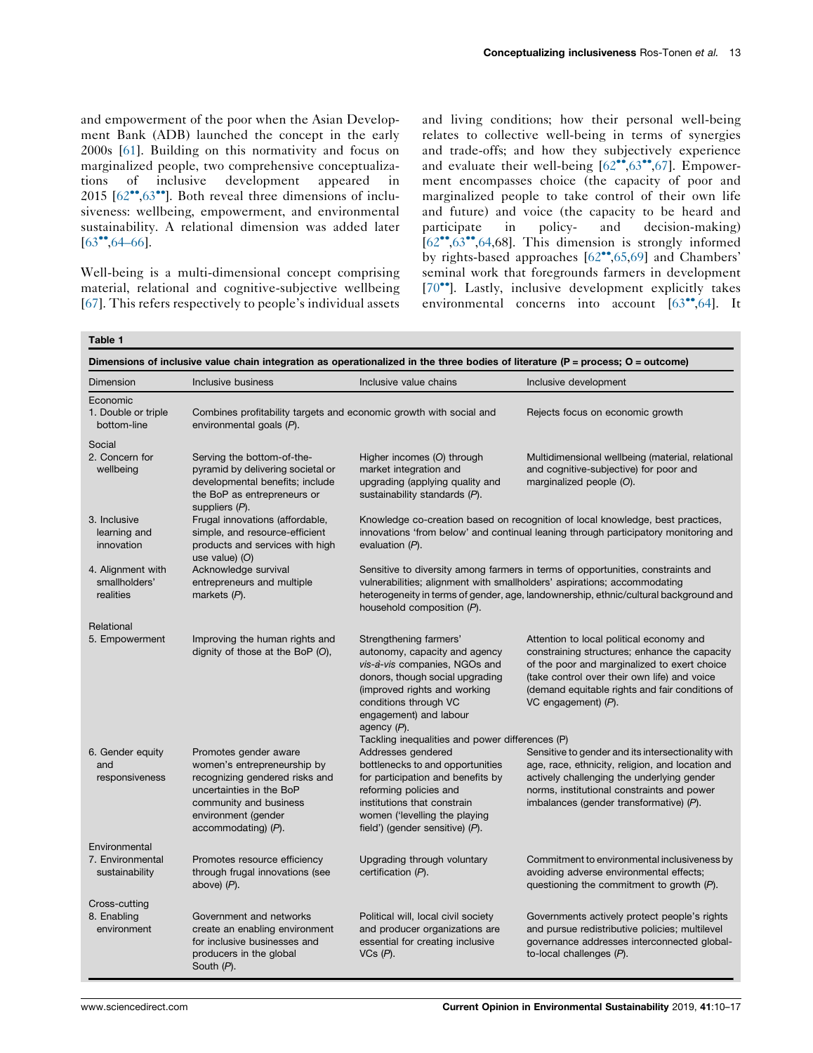and empowerment of the poor when the Asian Development Bank (ADB) launched the concept in the early 2000s [61]. Building on this normativity and focus on marginalized people, two comprehensive conceptualizations of inclusive development appeared in 2015 [62••,63••]. Both reveal three dimensions of inclusiveness: wellbeing, empowerment, and environmental sustainability. A relational dimension was added later [63••,64–66].

Well-being is a multi-dimensional concept comprising material, relational and cognitive-subjective wellbeing [67]. This refers respectively to people's individual assets and living conditions; how their personal well-being relates to collective well-being in terms of synergies and trade-offs; and how they subjectively experience and evaluate their well-being [62••,63••,67]. Empowerment encompasses choice (the capacity of poor and marginalized people to take control of their own life and future) and voice (the capacity to be heard and participate in policy- and decision-making) [62••,63••,64,68]. This dimension is strongly informed by rights-based approaches [62••,65,69] and Chambers' seminal work that foregrounds farmers in development [70••]. Lastly, inclusive development explicitly takes environmental concerns into account [63••,64]. It

**Table 1**

Dimensions of inclusive value chain integration as operationalized in the three bodies of literature (P = process; O = outcome)

| Dimension | Inclusive business | Inclusive value chains | Inclusive development |
|---|---|---|---|
| Economic | | | |
| 1. Double or triple bottom-line | Combines profitability targets and economic growth with social and environmental goals (*P*). | | Rejects focus on economic growth |
| Social | | | |
| 2. Concern for wellbeing | Serving the bottom-of-the-pyramid by delivering societal or developmental benefits; include the BoP as entrepreneurs or suppliers (*P*). | Higher incomes (*O*) through market integration and upgrading (applying quality and sustainability standards (*P*). | Multidimensional wellbeing (material, relational and cognitive-subjective) for poor and marginalized people (*O*). |
| 3. Inclusive learning and innovation | Frugal innovations (affordable, simple, and resource-efficient products and services with high use value) (*O*) | Knowledge co-creation based on recognition of local knowledge, best practices, innovations 'from below' and continual leaning through participatory monitoring and evaluation (*P*). | |
| 4. Alignment with smallholders' realities | Acknowledge survival entrepreneurs and multiple markets (*P*). | Sensitive to diversity among farmers in terms of opportunities, constraints and vulnerabilities; alignment with smallholders' aspirations; accommodating heterogeneity in terms of gender, age, landownership, ethnic/cultural background and household composition (*P*). | |
| Relational | | | |
| 5. Empowerment | Improving the human rights and dignity of those at the BoP (*O*), | Strengthening farmers' autonomy, capacity and agency *vis-à-vis* companies, NGOs and donors, though social upgrading (improved rights and working conditions through VC engagement) and labour agency (*P*). | Attention to local political economy and constraining structures; enhance the capacity of the poor and marginalized to exert choice (take control over their own life) and voice (demand equitable rights and fair conditions of VC engagement) (*P*). |
| | | Tackling inequalities and power differences (P) | |
| 6. Gender equity and responsiveness | Promotes gender aware women's entrepreneurship by recognizing gendered risks and uncertainties in the BoP community and business environment (gender accommodating) (*P*). | Addresses gendered bottlenecks to and opportunities for participation and benefits by reforming policies and institutions that constrain women ('levelling the playing field') (gender sensitive) (*P*). | Sensitive to gender and its intersectionality with age, race, ethnicity, religion, and location and actively challenging the underlying gender norms, institutional constraints and power imbalances (gender transformative) (*P*). |
| Environmental | | | |
| 7. Environmental sustainability | Promotes resource efficiency through frugal innovations (see above) (*P*). | Upgrading through voluntary certification (*P*). | Commitment to environmental inclusiveness by avoiding adverse environmental effects; questioning the commitment to growth (*P*). |
| Cross-cutting | | | |
| 8. Enabling environment | Government and networks create an enabling environment for inclusive businesses and producers in the global South (*P*). | Political will, local civil society and producer organizations are essential for creating inclusive VCs (*P*). | Governments actively protect people's rights and pursue redistributive policies; multilevel governance addresses interconnected global-to-local challenges (*P*). |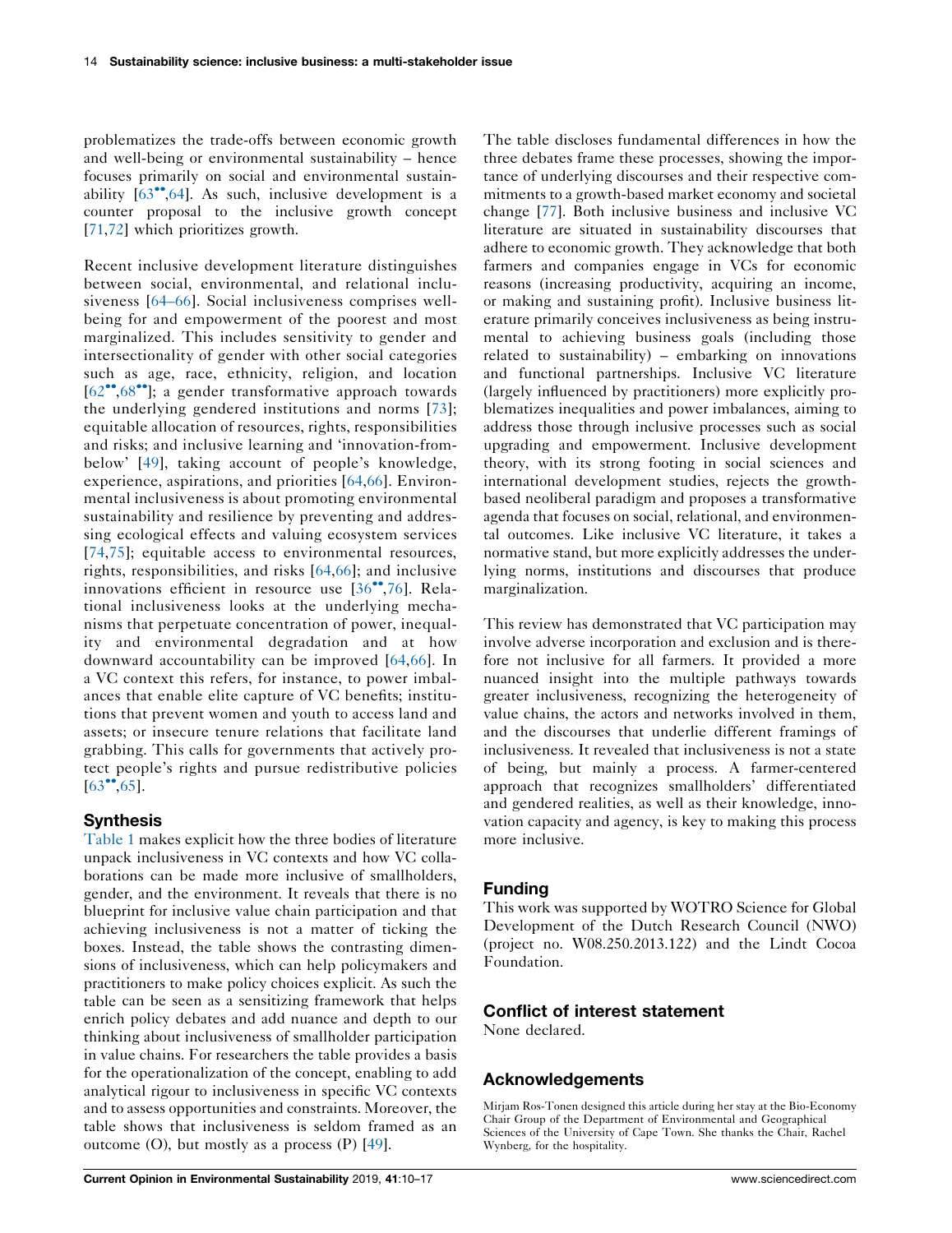problematizes the trade-offs between economic growth and well-being or environmental sustainability – hence focuses primarily on social and environmental sustainability [63••,64]. As such, inclusive development is a counter proposal to the inclusive growth concept [71,72] which prioritizes growth.

Recent inclusive development literature distinguishes between social, environmental, and relational inclusiveness [64–66]. Social inclusiveness comprises well-being for and empowerment of the poorest and most marginalized. This includes sensitivity to gender and intersectionality of gender with other social categories such as age, race, ethnicity, religion, and location [62••,68••]; a gender transformative approach towards the underlying gendered institutions and norms [73]; equitable allocation of resources, rights, responsibilities and risks; and inclusive learning and 'innovation-from-below' [49], taking account of people's knowledge, experience, aspirations, and priorities [64,66]. Environmental inclusiveness is about promoting environmental sustainability and resilience by preventing and addressing ecological effects and valuing ecosystem services [74,75]; equitable access to environmental resources, rights, responsibilities, and risks [64,66]; and inclusive innovations efficient in resource use [36••,76]. Relational inclusiveness looks at the underlying mechanisms that perpetuate concentration of power, inequality and environmental degradation and at how downward accountability can be improved [64,66]. In a VC context this refers, for instance, to power imbalances that enable elite capture of VC benefits; institutions that prevent women and youth to access land and assets; or insecure tenure relations that facilitate land grabbing. This calls for governments that actively protect people's rights and pursue redistributive policies [63••,65].

## Synthesis

Table 1 makes explicit how the three bodies of literature unpack inclusiveness in VC contexts and how VC collaborations can be made more inclusive of smallholders, gender, and the environment. It reveals that there is no blueprint for inclusive value chain participation and that achieving inclusiveness is not a matter of ticking the boxes. Instead, the table shows the contrasting dimensions of inclusiveness, which can help policymakers and practitioners to make policy choices explicit. As such the table can be seen as a sensitizing framework that helps enrich policy debates and add nuance and depth to our thinking about inclusiveness of smallholder participation in value chains. For researchers the table provides a basis for the operationalization of the concept, enabling to add analytical rigour to inclusiveness in specific VC contexts and to assess opportunities and constraints. Moreover, the table shows that inclusiveness is seldom framed as an outcome (O), but mostly as a process (P) [49].

The table discloses fundamental differences in how the three debates frame these processes, showing the importance of underlying discourses and their respective commitments to a growth-based market economy and societal change [77]. Both inclusive business and inclusive VC literature are situated in sustainability discourses that adhere to economic growth. They acknowledge that both farmers and companies engage in VCs for economic reasons (increasing productivity, acquiring an income, or making and sustaining profit). Inclusive business literature primarily conceives inclusiveness as being instrumental to achieving business goals (including those related to sustainability) – embarking on innovations and functional partnerships. Inclusive VC literature (largely influenced by practitioners) more explicitly problematizes inequalities and power imbalances, aiming to address those through inclusive processes such as social upgrading and empowerment. Inclusive development theory, with its strong footing in social sciences and international development studies, rejects the growth-based neoliberal paradigm and proposes a transformative agenda that focuses on social, relational, and environmental outcomes. Like inclusive VC literature, it takes a normative stand, but more explicitly addresses the underlying norms, institutions and discourses that produce marginalization.

This review has demonstrated that VC participation may involve adverse incorporation and exclusion and is therefore not inclusive for all farmers. It provided a more nuanced insight into the multiple pathways towards greater inclusiveness, recognizing the heterogeneity of value chains, the actors and networks involved in them, and the discourses that underlie different framings of inclusiveness. It revealed that inclusiveness is not a state of being, but mainly a process. A farmer-centered approach that recognizes smallholders' differentiated and gendered realities, as well as their knowledge, innovation capacity and agency, is key to making this process more inclusive.

## Funding

This work was supported by WOTRO Science for Global Development of the Dutch Research Council (NWO) (project no. W08.250.2013.122) and the Lindt Cocoa Foundation.

## Conflict of interest statement

None declared.

## Acknowledgements

Mirjam Ros-Tonen designed this article during her stay at the Bio-Economy Chair Group of the Department of Environmental and Geographical Sciences of the University of Cape Town. She thanks the Chair, Rachel Wynberg, for the hospitality.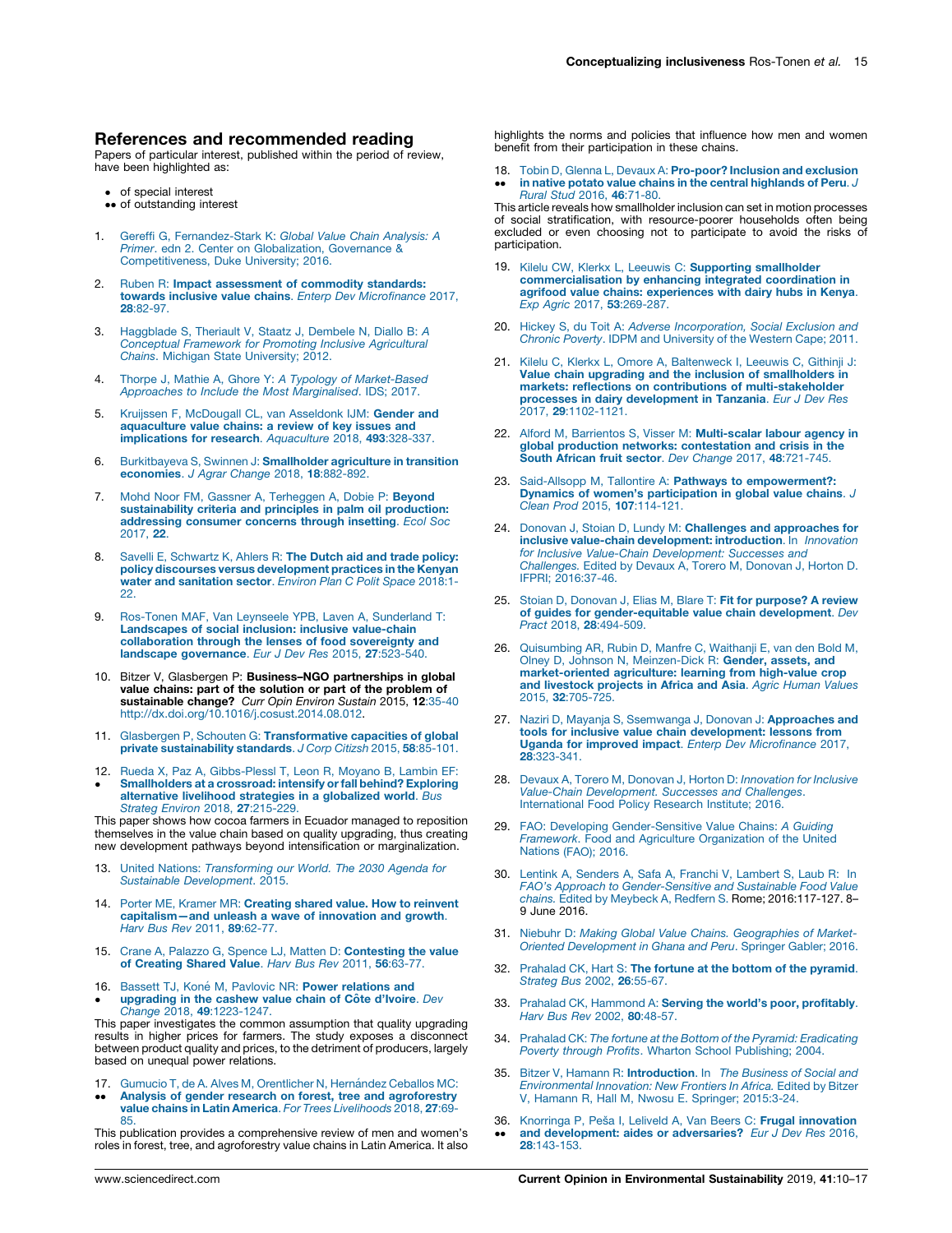## References and recommended reading

Papers of particular interest, published within the period of review, have been highlighted as:

- • of special interest
- •• of outstanding interest

1. Gereffi G, Fernandez-Stark K: *Global Value Chain Analysis: A Primer*. edn 2. Center on Globalization, Governance & Competitiveness, Duke University; 2016.

2. Ruben R: **Impact assessment of commodity standards: towards inclusive value chains**. *Enterp Dev Microfinance* 2017, **28**:82-97.

3. Haggblade S, Theriault V, Staatz J, Dembele N, Diallo B: *A Conceptual Framework for Promoting Inclusive Agricultural Chains*. Michigan State University; 2012.

4. Thorpe J, Mathie A, Ghore Y: *A Typology of Market-Based Approaches to Include the Most Marginalised*. IDS; 2017.

5. Kruijssen F, McDougall CL, van Asseldonk IJM: **Gender and aquaculture value chains: a review of key issues and implications for research**. *Aquaculture* 2018, **493**:328-337.

6. Burkitbayeva S, Swinnen J: **Smallholder agriculture in transition economies**. *J Agrar Change* 2018, **18**:882-892.

7. Mohd Noor FM, Gassner A, Terheggen A, Dobie P: **Beyond sustainability criteria and principles in palm oil production: addressing consumer concerns through insetting**. *Ecol Soc* 2017, **22**.

8. Savelli E, Schwartz K, Ahlers R: **The Dutch aid and trade policy: policy discourses versus development practices in the Kenyan water and sanitation sector**. *Environ Plan C Polit Space* 2018:1-22.

9. Ros-Tonen MAF, Van Leynseele YPB, Laven A, Sunderland T: **Landscapes of social inclusion: inclusive value-chain collaboration through the lenses of food sovereignty and landscape governance**. *Eur J Dev Res* 2015, **27**:523-540.

10. Bitzer V, Glasbergen P: **Business–NGO partnerships in global value chains: part of the solution or part of the problem of sustainable change?** *Curr Opin Environ Sustain* 2015, **12**:35-40 http://dx.doi.org/10.1016/j.cosust.2014.08.012.

11. Glasbergen P, Schouten G: **Transformative capacities of global private sustainability standards**. *J Corp Citizsh* 2015, **58**:85-101.

12. • Rueda X, Paz A, Gibbs-Plessl T, Leon R, Moyano B, Lambin EF: **Smallholders at a crossroad: intensify or fall behind? Exploring alternative livelihood strategies in a globalized world**. *Bus Strateg Environ* 2018, **27**:215-229.

This paper shows how cocoa farmers in Ecuador managed to reposition themselves in the value chain based on quality upgrading, thus creating new development pathways beyond intensification or marginalization.

13. United Nations: *Transforming our World. The 2030 Agenda for Sustainable Development*. 2015.

14. Porter ME, Kramer MR: **Creating shared value. How to reinvent capitalism—and unleash a wave of innovation and growth**. *Harv Bus Rev* 2011, **89**:62-77.

15. Crane A, Palazzo G, Spence LJ, Matten D: **Contesting the value of Creating Shared Value**. *Harv Bus Rev* 2011, **56**:63-77.

16. • Bassett TJ, Koné M, Pavlovic NR: **Power relations and upgrading in the cashew value chain of Côte d'Ivoire**. *Dev Change* 2018, **49**:1223-1247.

This paper investigates the common assumption that quality upgrading results in higher prices for farmers. The study exposes a disconnect between product quality and prices, to the detriment of producers, largely based on unequal power relations.

17. •• Gumucio T, de A. Alves M, Orentlicher N, Hernández Ceballos MC: **Analysis of gender research on forest, tree and agroforestry value chains in Latin America**. *For Trees Livelihoods* 2018, **27**:69-85.

This publication provides a comprehensive review of men and women's roles in forest, tree, and agroforestry value chains in Latin America. It also highlights the norms and policies that influence how men and women benefit from their participation in these chains.

18. •• Tobin D, Glenna L, Devaux A: **Pro-poor? Inclusion and exclusion in native potato value chains in the central highlands of Peru**. *J Rural Stud* 2016, **46**:71-80.

This article reveals how smallholder inclusion can set in motion processes of social stratification, with resource-poorer households often being excluded or even choosing not to participate to avoid the risks of participation.

19. Kilelu CW, Klerkx L, Leeuwis C: **Supporting smallholder commercialisation by enhancing integrated coordination in agrifood value chains: experiences with dairy hubs in Kenya**. *Exp Agric* 2017, **53**:269-287.

20. Hickey S, du Toit A: *Adverse Incorporation, Social Exclusion and Chronic Poverty*. IDPM and University of the Western Cape; 2011.

21. Kilelu C, Klerkx L, Omore A, Baltenweck I, Leeuwis C, Githinji J: **Value chain upgrading and the inclusion of smallholders in markets: reflections on contributions of multi-stakeholder processes in dairy development in Tanzania**. *Eur J Dev Res* 2017, **29**:1102-1121.

22. Alford M, Barrientos S, Visser M: **Multi-scalar labour agency in global production networks: contestation and crisis in the South African fruit sector**. *Dev Change* 2017, **48**:721-745.

23. Said-Allsopp M, Tallontire A: **Pathways to empowerment?: Dynamics of women's participation in global value chains**. *J Clean Prod* 2015, **107**:114-121.

24. Donovan J, Stoian D, Lundy M: **Challenges and approaches for inclusive value-chain development: introduction**. In *Innovation for Inclusive Value-Chain Development: Successes and Challenges.* Edited by Devaux A, Torero M, Donovan J, Horton D. IFPRI; 2016:37-46.

25. Stoian D, Donovan J, Elias M, Blare T: **Fit for purpose? A review of guides for gender-equitable value chain development**. *Dev Pract* 2018, **28**:494-509.

26. Quisumbing AR, Rubin D, Manfre C, Waithanji E, van den Bold M, Olney D, Johnson N, Meinzen-Dick R: **Gender, assets, and market-oriented agriculture: learning from high-value crop and livestock projects in Africa and Asia**. *Agric Human Values* 2015, **32**:705-725.

27. Naziri D, Mayanja S, Ssemwanga J, Donovan J: **Approaches and tools for inclusive value chain development: lessons from Uganda for improved impact**. *Enterp Dev Microfinance* 2017, **28**:323-341.

28. Devaux A, Torero M, Donovan J, Horton D: *Innovation for Inclusive Value-Chain Development. Successes and Challenges*. International Food Policy Research Institute; 2016.

29. FAO: Developing Gender-Sensitive Value Chains: *A Guiding Framework*. Food and Agriculture Organization of the United Nations (FAO); 2016.

30. Lentink A, Senders A, Safa A, Franchi V, Lambert S, Laub R: In *FAO's Approach to Gender-Sensitive and Sustainable Food Value chains.* Edited by Meybeck A, Redfern S. Rome; 2016:117-127. 8–9 June 2016.

31. Niebuhr D: *Making Global Value Chains. Geographies of Market-Oriented Development in Ghana and Peru*. Springer Gabler; 2016.

32. Prahalad CK, Hart S: **The fortune at the bottom of the pyramid**. *Strateg Bus* 2002, **26**:55-67.

33. Prahalad CK, Hammond A: **Serving the world's poor, profitably**. *Harv Bus Rev* 2002, **80**:48-57.

34. Prahalad CK: *The fortune at the Bottom of the Pyramid: Eradicating Poverty through Profits*. Wharton School Publishing; 2004.

35. Bitzer V, Hamann R: **Introduction**. In *The Business of Social and Environmental Innovation: New Frontiers In Africa.* Edited by Bitzer V, Hamann R, Hall M, Nwosu E. Springer; 2015:3-24.

36. •• Knorringa P, Peša I, Leliveld A, Van Beers C: **Frugal innovation and development: aides or adversaries?** *Eur J Dev Res* 2016, **28**:143-153.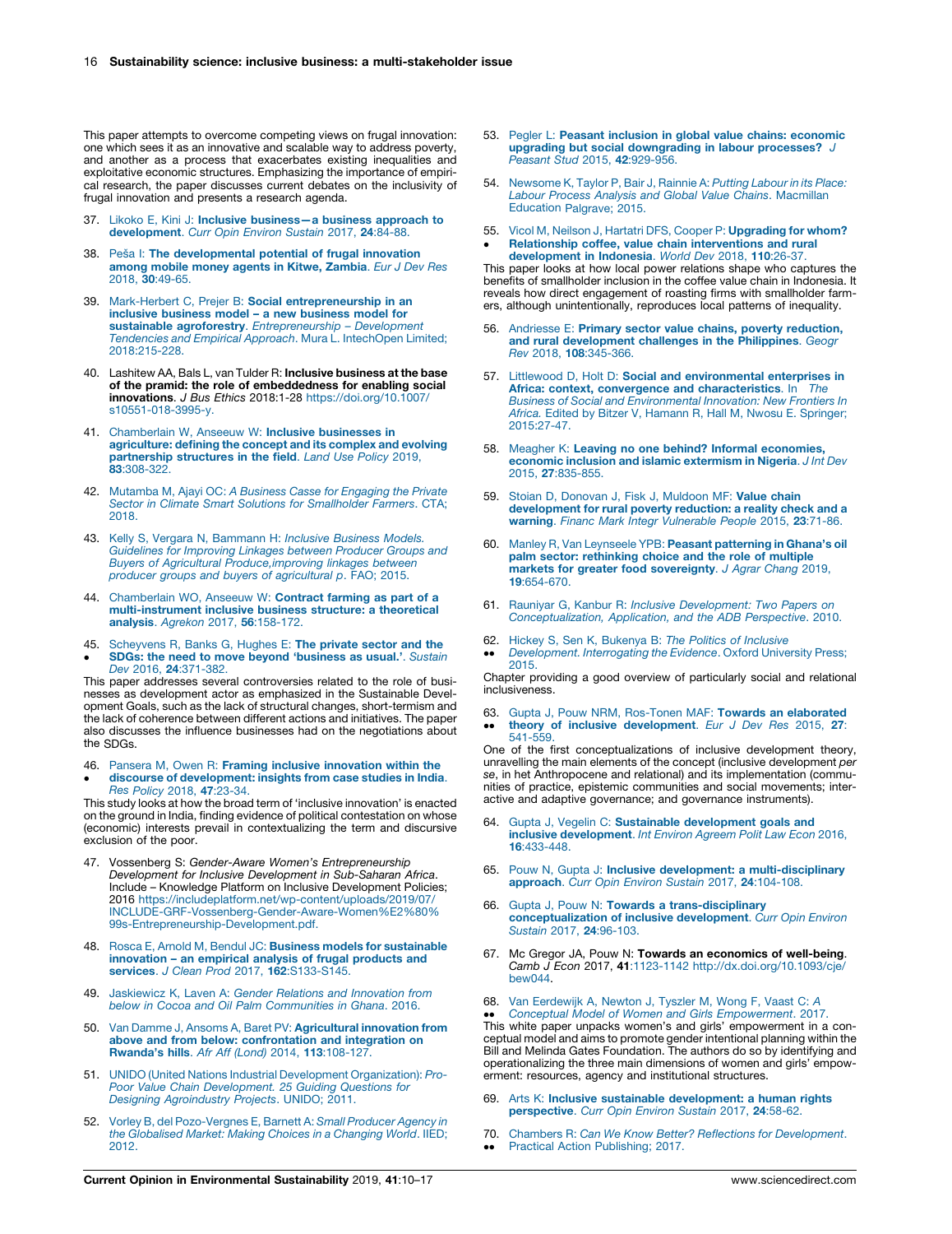This paper attempts to overcome competing views on frugal innovation: one which sees it as an innovative and scalable way to address poverty, and another as a process that exacerbates existing inequalities and exploitative economic structures. Emphasizing the importance of empirical research, the paper discusses current debates on the inclusivity of frugal innovation and presents a research agenda.

37. Likoko E, Kini J: **Inclusive business—a business approach to development**. *Curr Opin Environ Sustain* 2017, **24**:84-88.

38. Peša I: **The developmental potential of frugal innovation among mobile money agents in Kitwe, Zambia**. *Eur J Dev Res* 2018, **30**:49-65.

39. Mark-Herbert C, Prejer B: **Social entrepreneurship in an inclusive business model – a new business model for sustainable agroforestry**. *Entrepreneurship – Development Tendencies and Empirical Approach*. Mura L. IntechOpen Limited; 2018:215-228.

40. Lashitew AA, Bals L, van Tulder R: **Inclusive business at the base of the pramid: the role of embeddedness for enabling social innovations**. *J Bus Ethics* 2018:1-28 https://doi.org/10.1007/s10551-018-3995-y.

41. Chamberlain W, Anseeuw W: **Inclusive businesses in agriculture: defining the concept and its complex and evolving partnership structures in the field**. *Land Use Policy* 2019, **83**:308-322.

42. Mutamba M, Ajayi OC: *A Business Casse for Engaging the Private Sector in Climate Smart Solutions for Smallholder Farmers*. CTA; 2018.

43. Kelly S, Vergara N, Bammann H: *Inclusive Business Models. Guidelines for Improving Linkages between Producer Groups and Buyers of Agricultural Produce,improving linkages between producer groups and buyers of agricultural p*. FAO; 2015.

44. Chamberlain WO, Anseeuw W: **Contract farming as part of a multi-instrument inclusive business structure: a theoretical analysis**. *Agrekon* 2017, **56**:158-172.

45. • Scheyvens R, Banks G, Hughes E: **The private sector and the SDGs: the need to move beyond 'business as usual.'**. *Sustain Dev* 2016, **24**:371-382.

This paper addresses several controversies related to the role of businesses as development actor as emphasized in the Sustainable Development Goals, such as the lack of structural changes, short-termism and the lack of coherence between different actions and initiatives. The paper also discusses the influence businesses had on the negotiations about the SDGs.

46. • Pansera M, Owen R: **Framing inclusive innovation within the discourse of development: insights from case studies in India**. *Res Policy* 2018, **47**:23-34.

This study looks at how the broad term of 'inclusive innovation' is enacted on the ground in India, finding evidence of political contestation on whose (economic) interests prevail in contextualizing the term and discursive exclusion of the poor.

47. Vossenberg S: *Gender-Aware Women's Entrepreneurship Development for Inclusive Development in Sub-Saharan Africa*. Include – Knowledge Platform on Inclusive Development Policies; 2016 https://includeplatform.net/wp-content/uploads/2019/07/INCLUDE-GRF-Vossenberg-Gender-Aware-Women%E2%80%99s-Entrepreneurship-Development.pdf.

48. Rosca E, Arnold M, Bendul JC: **Business models for sustainable innovation – an empirical analysis of frugal products and services**. *J Clean Prod* 2017, **162**:S133-S145.

49. Jaskiewicz K, Laven A: *Gender Relations and Innovation from below in Cocoa and Oil Palm Communities in Ghana*. 2016.

50. Van Damme J, Ansoms A, Baret PV: **Agricultural innovation from above and from below: confrontation and integration on Rwanda's hills**. *Afr Aff (Lond)* 2014, **113**:108-127.

51. UNIDO (United Nations Industrial Development Organization): *Pro-Poor Value Chain Development. 25 Guiding Questions for Designing Agroindustry Projects*. UNIDO; 2011.

52. Vorley B, del Pozo-Vergnes E, Barnett A: *Small Producer Agency in the Globalised Market: Making Choices in a Changing World*. IIED; 2012.

53. Pegler L: **Peasant inclusion in global value chains: economic upgrading but social downgrading in labour processes?** *J Peasant Stud* 2015, **42**:929-956.

54. Newsome K, Taylor P, Bair J, Rainnie A: *Putting Labour in its Place: Labour Process Analysis and Global Value Chains*. Macmillan Education Palgrave; 2015.

55. • Vicol M, Neilson J, Hartatri DFS, Cooper P: **Upgrading for whom? Relationship coffee, value chain interventions and rural development in Indonesia**. *World Dev* 2018, **110**:26-37.

This paper looks at how local power relations shape who captures the benefits of smallholder inclusion in the coffee value chain in Indonesia. It reveals how direct engagement of roasting firms with smallholder farmers, although unintentionally, reproduces local patterns of inequality.

56. Andriesse E: **Primary sector value chains, poverty reduction, and rural development challenges in the Philippines**. *Geogr Rev* 2018, **108**:345-366.

57. Littlewood D, Holt D: **Social and environmental enterprises in Africa: context, convergence and characteristics**. In *The Business of Social and Environmental Innovation: New Frontiers In Africa*. Edited by Bitzer V, Hamann R, Hall M, Nwosu E. Springer; 2015:27-47.

58. Meagher K: **Leaving no one behind? Informal economies, economic inclusion and islamic extermism in Nigeria**. *J Int Dev* 2015, **27**:835-855.

59. Stoian D, Donovan J, Fisk J, Muldoon MF: **Value chain development for rural poverty reduction: a reality check and a warning**. *Financ Mark Integr Vulnerable People* 2015, **23**:71-86.

60. Manley R, Van Leynseele YPB: **Peasant patterning in Ghana's oil palm sector: rethinking choice and the role of multiple markets for greater food sovereignty**. *J Agrar Chang* 2019, **19**:654-670.

61. Rauniyar G, Kanbur R: *Inclusive Development: Two Papers on Conceptualization, Application, and the ADB Perspective*. 2010.

62. •• Hickey S, Sen K, Bukenya B: *The Politics of Inclusive Development. Interrogating the Evidence*. Oxford University Press; 2015.

Chapter providing a good overview of particularly social and relational inclusiveness.

63. •• Gupta J, Pouw NRM, Ros-Tonen MAF: **Towards an elaborated theory of inclusive development**. *Eur J Dev Res* 2015, **27**:541-559.

One of the first conceptualizations of inclusive development theory, unravelling the main elements of the concept (inclusive development *per se*, in het Anthropocene and relational) and its implementation (communities of practice, epistemic communities and social movements; interactive and adaptive governance; and governance instruments).

64. Gupta J, Vegelin C: **Sustainable development goals and inclusive development**. *Int Environ Agreem Polit Law Econ* 2016, **16**:433-448.

65. Pouw N, Gupta J: **Inclusive development: a multi-disciplinary approach**. *Curr Opin Environ Sustain* 2017, **24**:104-108.

66. Gupta J, Pouw N: **Towards a trans-disciplinary conceptualization of inclusive development**. *Curr Opin Environ Sustain* 2017, **24**:96-103.

67. Mc Gregor JA, Pouw N: **Towards an economics of well-being**. *Camb J Econ* 2017, **41**:1123-1142 http://dx.doi.org/10.1093/cje/bew044.

68. •• Van Eerdewijk A, Newton J, Tyszler M, Wong F, Vaast C: *A Conceptual Model of Women and Girls Empowerment*. 2017.

This white paper unpacks women's and girls' empowerment in a conceptual model and aims to promote gender intentional planning within the Bill and Melinda Gates Foundation. The authors do so by identifying and operationalizing the three main dimensions of women and girls' empowerment: resources, agency and institutional structures.

69. Arts K: **Inclusive sustainable development: a human rights perspective**. *Curr Opin Environ Sustain* 2017, **24**:58-62.

70. •• Chambers R: *Can We Know Better? Reflections for Development*. Practical Action Publishing; 2017.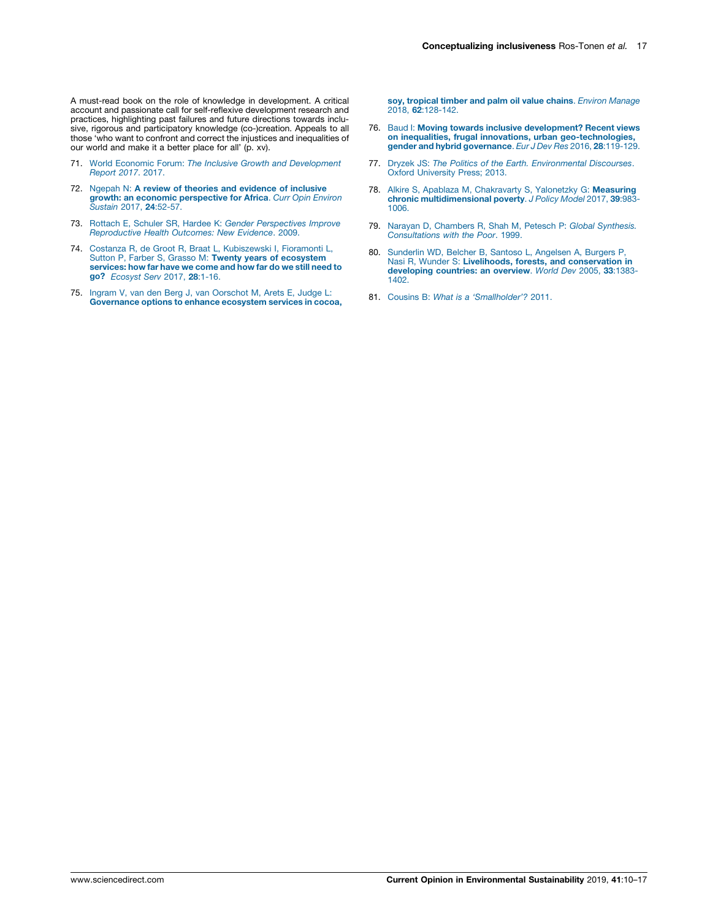A must-read book on the role of knowledge in development. A critical account and passionate call for self-reflexive development research and practices, highlighting past failures and future directions towards inclusive, rigorous and participatory knowledge (co-)creation. Appeals to all those 'who want to confront and correct the injustices and inequalities of our world and make it a better place for all' (p. xv).

71. World Economic Forum: *The Inclusive Growth and Development Report 2017*. 2017.

72. Ngepah N: **A review of theories and evidence of inclusive growth: an economic perspective for Africa**. *Curr Opin Environ Sustain* 2017, **24**:52-57.

73. Rottach E, Schuler SR, Hardee K: *Gender Perspectives Improve Reproductive Health Outcomes: New Evidence*. 2009.

74. Costanza R, de Groot R, Braat L, Kubiszewski I, Fioramonti L, Sutton P, Farber S, Grasso M: **Twenty years of ecosystem services: how far have we come and how far do we still need to go?** *Ecosyst Serv* 2017, **28**:1-16.

75. Ingram V, van den Berg J, van Oorschot M, Arets E, Judge L: **Governance options to enhance ecosystem services in cocoa, soy, tropical timber and palm oil value chains**. *Environ Manage* 2018, **62**:128-142.

76. Baud I: **Moving towards inclusive development? Recent views on inequalities, frugal innovations, urban geo-technologies, gender and hybrid governance**. *Eur J Dev Res* 2016, **28**:119-129.

77. Dryzek JS: *The Politics of the Earth. Environmental Discourses*. Oxford University Press; 2013.

78. Alkire S, Apablaza M, Chakravarty S, Yalonetzky G: **Measuring chronic multidimensional poverty**. *J Policy Model* 2017, **39**:983-1006.

79. Narayan D, Chambers R, Shah M, Petesch P: *Global Synthesis. Consultations with the Poor*. 1999.

80. Sunderlin WD, Belcher B, Santoso L, Angelsen A, Burgers P, Nasi R, Wunder S: **Livelihoods, forests, and conservation in developing countries: an overview**. *World Dev* 2005, **33**:1383-1402.

81. Cousins B: *What is a 'Smallholder'?* 2011.